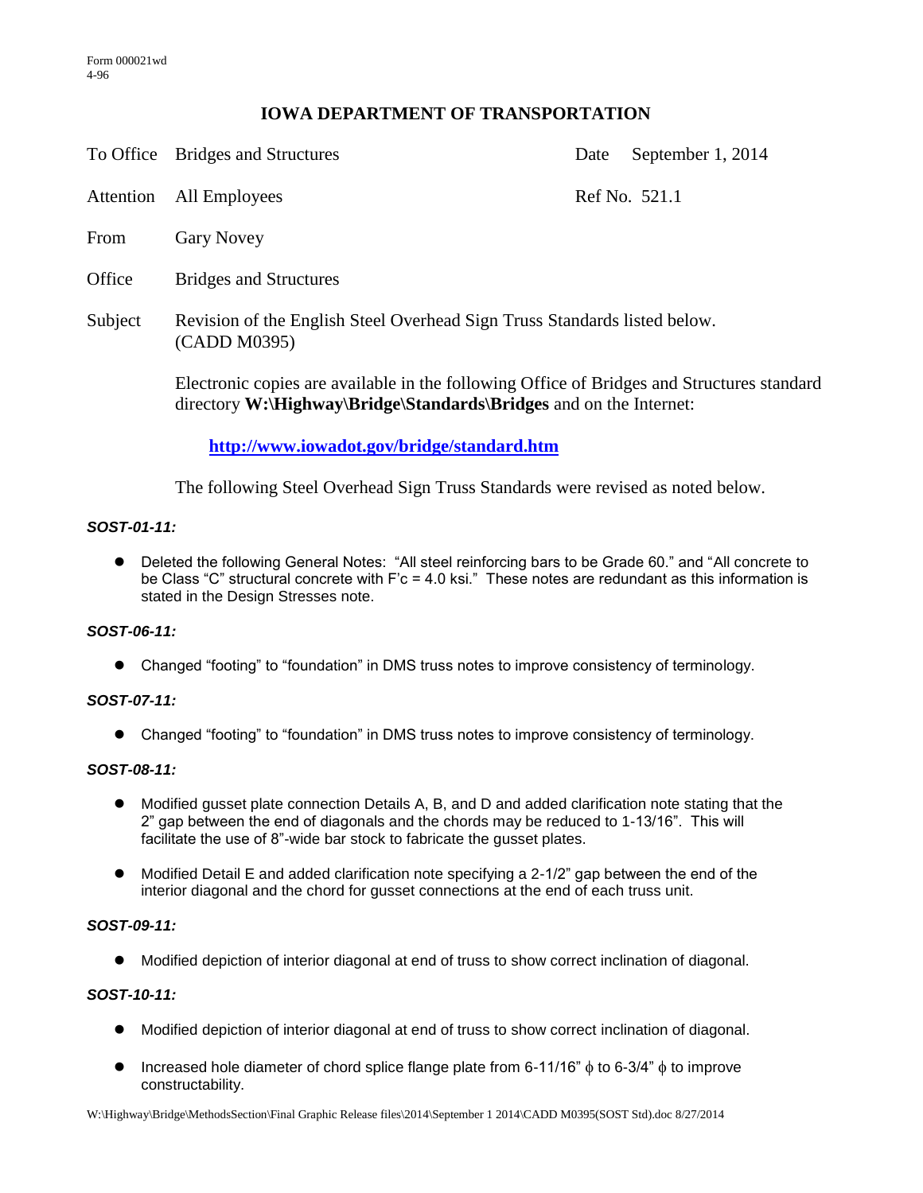Form 000021wd
4-96

# IOWA DEPARTMENT OF TRANSPORTATION

| | | | |
|---|---|---|---|
| To Office | Bridges and Structures | Date | September 1, 2014 |
| Attention | All Employees | Ref No. | 521.1 |
| From | Gary Novey | | |
| Office | Bridges and Structures | | |
| Subject | Revision of the English Steel Overhead Sign Truss Standards listed below. (CADD M0395) | | |

Electronic copies are available in the following Office of Bridges and Structures standard directory **W:\Highway\Bridge\Standards\Bridges** and on the Internet:

**http://www.iowadot.gov/bridge/standard.htm**

The following Steel Overhead Sign Truss Standards were revised as noted below.

***SOST-01-11:***

- Deleted the following General Notes: "All steel reinforcing bars to be Grade 60." and "All concrete to be Class "C" structural concrete with F'c = 4.0 ksi." These notes are redundant as this information is stated in the Design Stresses note.

***SOST-06-11:***

- Changed "footing" to "foundation" in DMS truss notes to improve consistency of terminology.

***SOST-07-11:***

- Changed "footing" to "foundation" in DMS truss notes to improve consistency of terminology.

***SOST-08-11:***

- Modified gusset plate connection Details A, B, and D and added clarification note stating that the 2" gap between the end of diagonals and the chords may be reduced to 1-13/16". This will facilitate the use of 8"-wide bar stock to fabricate the gusset plates.
- Modified Detail E and added clarification note specifying a 2-1/2" gap between the end of the interior diagonal and the chord for gusset connections at the end of each truss unit.

***SOST-09-11:***

- Modified depiction of interior diagonal at end of truss to show correct inclination of diagonal.

***SOST-10-11:***

- Modified depiction of interior diagonal at end of truss to show correct inclination of diagonal.
- Increased hole diameter of chord splice flange plate from 6-11/16" ϕ to 6-3/4" ϕ to improve constructability.

W:\Highway\Bridge\MethodsSection\Final Graphic Release files\2014\September 1 2014\CADD M0395(SOST Std).doc 8/27/2014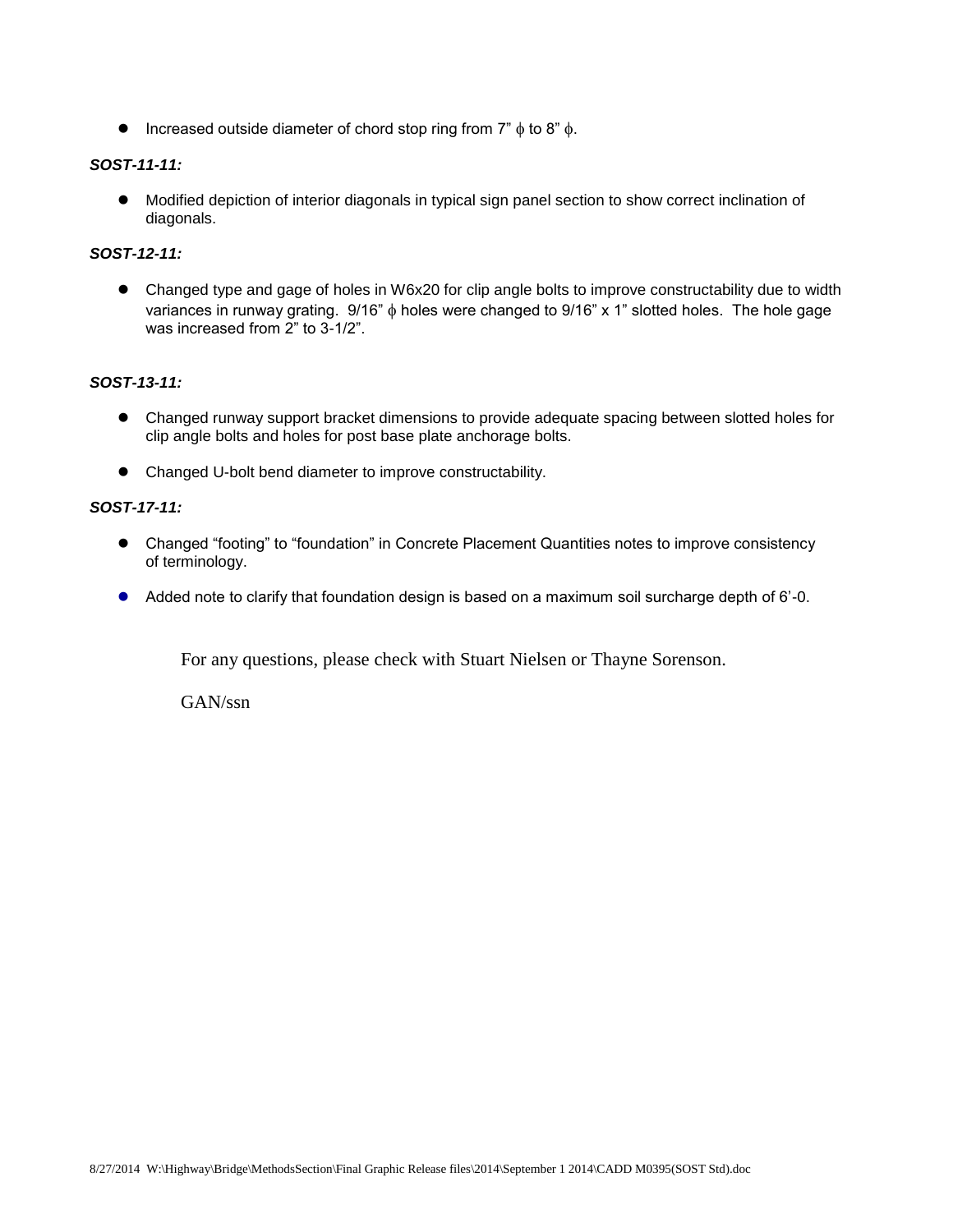- Increased outside diameter of chord stop ring from 7" ϕ to 8" ϕ.

***SOST-11-11:***

- Modified depiction of interior diagonals in typical sign panel section to show correct inclination of diagonals.

***SOST-12-11:***

- Changed type and gage of holes in W6x20 for clip angle bolts to improve constructability due to width variances in runway grating. 9/16" ϕ holes were changed to 9/16" x 1" slotted holes. The hole gage was increased from 2" to 3-1/2".

***SOST-13-11:***

- Changed runway support bracket dimensions to provide adequate spacing between slotted holes for clip angle bolts and holes for post base plate anchorage bolts.
- Changed U-bolt bend diameter to improve constructability.

***SOST-17-11:***

- Changed "footing" to "foundation" in Concrete Placement Quantities notes to improve consistency of terminology.
- Added note to clarify that foundation design is based on a maximum soil surcharge depth of 6'-0.

For any questions, please check with Stuart Nielsen or Thayne Sorenson.

GAN/ssn